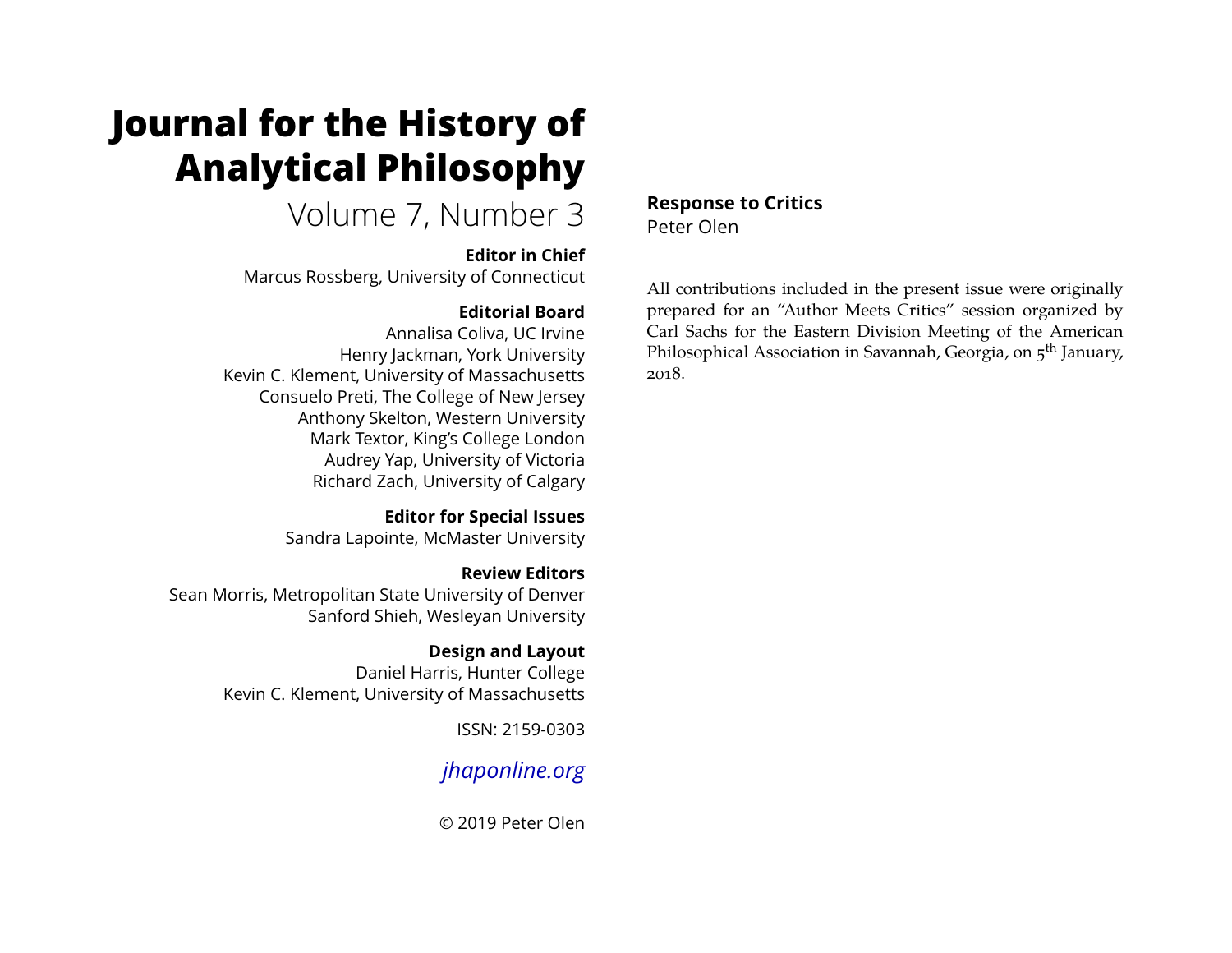# Journal for the History of Analytical Philosophy

Volume 7, Number 3

**Editor in Chief**
Marcus Rossberg, University of Connecticut

**Editorial Board**
Annalisa Coliva, UC Irvine
Henry Jackman, York University
Kevin C. Klement, University of Massachusetts
Consuelo Preti, The College of New Jersey
Anthony Skelton, Western University
Mark Textor, King's College London
Audrey Yap, University of Victoria
Richard Zach, University of Calgary

**Editor for Special Issues**
Sandra Lapointe, McMaster University

**Review Editors**
Sean Morris, Metropolitan State University of Denver
Sanford Shieh, Wesleyan University

**Design and Layout**
Daniel Harris, Hunter College
Kevin C. Klement, University of Massachusetts

ISSN: 2159-0303

*jhaponline.org*

© 2019 Peter Olen

## Response to Critics

Peter Olen

All contributions included in the present issue were originally prepared for an "Author Meets Critics" session organized by Carl Sachs for the Eastern Division Meeting of the American Philosophical Association in Savannah, Georgia, on 5th January, 2018.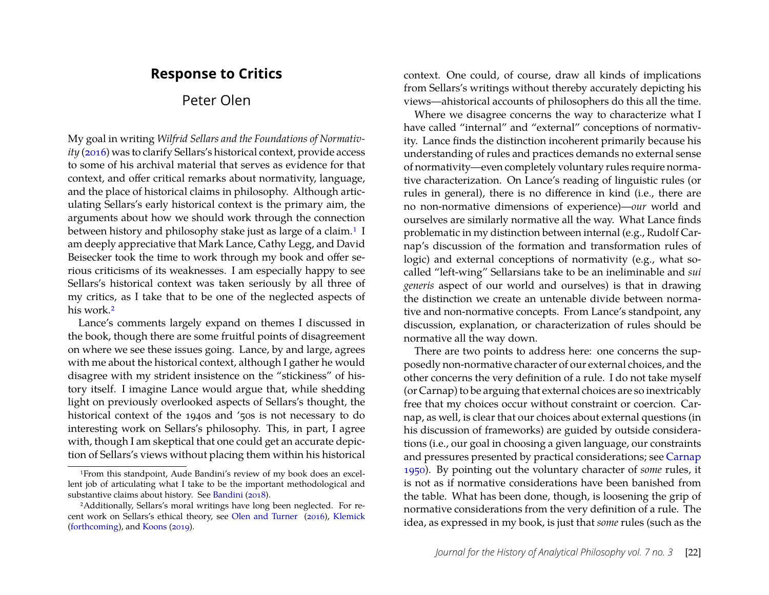# Response to Critics

## Peter Olen

My goal in writing *Wilfrid Sellars and the Foundations of Normativity* (2016) was to clarify Sellars's historical context, provide access to some of his archival material that serves as evidence for that context, and offer critical remarks about normativity, language, and the place of historical claims in philosophy. Although articulating Sellars's early historical context is the primary aim, the arguments about how we should work through the connection between history and philosophy stake just as large of a claim.[1] I am deeply appreciative that Mark Lance, Cathy Legg, and David Beisecker took the time to work through my book and offer serious criticisms of its weaknesses. I am especially happy to see Sellars's historical context was taken seriously by all three of my critics, as I take that to be one of the neglected aspects of his work.[2]

Lance's comments largely expand on themes I discussed in the book, though there are some fruitful points of disagreement on where we see these issues going. Lance, by and large, agrees with me about the historical context, although I gather he would disagree with my strident insistence on the "stickiness" of history itself. I imagine Lance would argue that, while shedding light on previously overlooked aspects of Sellars's thought, the historical context of the 1940s and '50s is not necessary to do interesting work on Sellars's philosophy. This, in part, I agree with, though I am skeptical that one could get an accurate depiction of Sellars's views without placing them within his historical context. One could, of course, draw all kinds of implications from Sellars's writings without thereby accurately depicting his views—ahistorical accounts of philosophers do this all the time.

Where we disagree concerns the way to characterize what I have called "internal" and "external" conceptions of normativity. Lance finds the distinction incoherent primarily because his understanding of rules and practices demands no external sense of normativity—even completely voluntary rules require normative characterization. On Lance's reading of linguistic rules (or rules in general), there is no difference in kind (i.e., there are no non-normative dimensions of experience)—*our* world and ourselves are similarly normative all the way. What Lance finds problematic in my distinction between internal (e.g., Rudolf Carnap's discussion of the formation and transformation rules of logic) and external conceptions of normativity (e.g., what so-called "left-wing" Sellarsians take to be an ineliminable and *sui generis* aspect of our world and ourselves) is that in drawing the distinction we create an untenable divide between normative and non-normative concepts. From Lance's standpoint, any discussion, explanation, or characterization of rules should be normative all the way down.

There are two points to address here: one concerns the supposedly non-normative character of our external choices, and the other concerns the very definition of a rule. I do not take myself (or Carnap) to be arguing that external choices are so inextricably free that my choices occur without constraint or coercion. Carnap, as well, is clear that our choices about external questions (in his discussion of frameworks) are guided by outside considerations (i.e., our goal in choosing a given language, our constraints and pressures presented by practical considerations; see Carnap 1950). By pointing out the voluntary character of *some* rules, it is not as if normative considerations have been banished from the table. What has been done, though, is loosening the grip of normative considerations from the very definition of a rule. The idea, as expressed in my book, is just that *some* rules (such as the

[1] From this standpoint, Aude Bandini's review of my book does an excellent job of articulating what I take to be the important methodological and substantive claims about history. See Bandini (2018).

[2] Additionally, Sellars's moral writings have long been neglected. For recent work on Sellars's ethical theory, see Olen and Turner (2016), Klemick (forthcoming), and Koons (2019).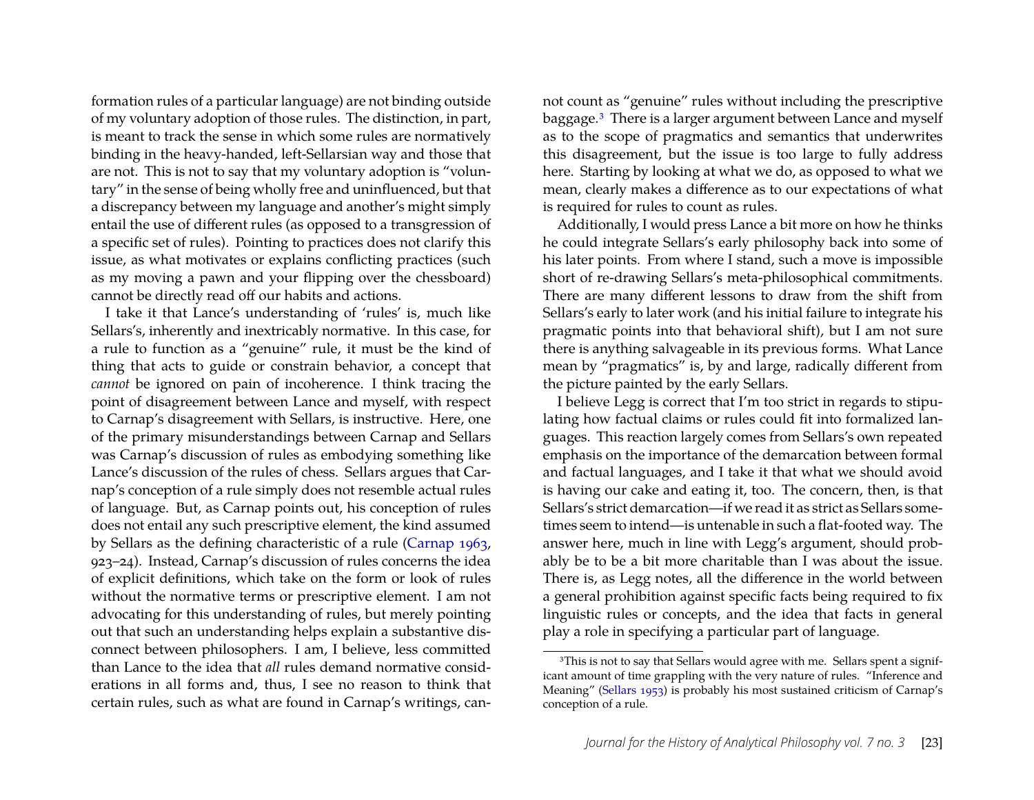formation rules of a particular language) are not binding outside of my voluntary adoption of those rules. The distinction, in part, is meant to track the sense in which some rules are normatively binding in the heavy-handed, left-Sellarsian way and those that are not. This is not to say that my voluntary adoption is "voluntary" in the sense of being wholly free and uninfluenced, but that a discrepancy between my language and another's might simply entail the use of different rules (as opposed to a transgression of a specific set of rules). Pointing to practices does not clarify this issue, as what motivates or explains conflicting practices (such as my moving a pawn and your flipping over the chessboard) cannot be directly read off our habits and actions.

I take it that Lance's understanding of 'rules' is, much like Sellars's, inherently and inextricably normative. In this case, for a rule to function as a "genuine" rule, it must be the kind of thing that acts to guide or constrain behavior, a concept that *cannot* be ignored on pain of incoherence. I think tracing the point of disagreement between Lance and myself, with respect to Carnap's disagreement with Sellars, is instructive. Here, one of the primary misunderstandings between Carnap and Sellars was Carnap's discussion of rules as embodying something like Lance's discussion of the rules of chess. Sellars argues that Carnap's conception of a rule simply does not resemble actual rules of language. But, as Carnap points out, his conception of rules does not entail any such prescriptive element, the kind assumed by Sellars as the defining characteristic of a rule (Carnap 1963, 923–24). Instead, Carnap's discussion of rules concerns the idea of explicit definitions, which take on the form or look of rules without the normative terms or prescriptive element. I am not advocating for this understanding of rules, but merely pointing out that such an understanding helps explain a substantive disconnect between philosophers. I am, I believe, less committed than Lance to the idea that *all* rules demand normative considerations in all forms and, thus, I see no reason to think that certain rules, such as what are found in Carnap's writings, cannot count as "genuine" rules without including the prescriptive baggage.[3] There is a larger argument between Lance and myself as to the scope of pragmatics and semantics that underwrites this disagreement, but the issue is too large to fully address here. Starting by looking at what we do, as opposed to what we mean, clearly makes a difference as to our expectations of what is required for rules to count as rules.

Additionally, I would press Lance a bit more on how he thinks he could integrate Sellars's early philosophy back into some of his later points. From where I stand, such a move is impossible short of re-drawing Sellars's meta-philosophical commitments. There are many different lessons to draw from the shift from Sellars's early to later work (and his initial failure to integrate his pragmatic points into that behavioral shift), but I am not sure there is anything salvageable in its previous forms. What Lance mean by "pragmatics" is, by and large, radically different from the picture painted by the early Sellars.

I believe Legg is correct that I'm too strict in regards to stipulating how factual claims or rules could fit into formalized languages. This reaction largely comes from Sellars's own repeated emphasis on the importance of the demarcation between formal and factual languages, and I take it that what we should avoid is having our cake and eating it, too. The concern, then, is that Sellars's strict demarcation—if we read it as strict as Sellars sometimes seem to intend—is untenable in such a flat-footed way. The answer here, much in line with Legg's argument, should probably be to be a bit more charitable than I was about the issue. There is, as Legg notes, all the difference in the world between a general prohibition against specific facts being required to fix linguistic rules or concepts, and the idea that facts in general play a role in specifying a particular part of language.

[3] This is not to say that Sellars would agree with me. Sellars spent a significant amount of time grappling with the very nature of rules. "Inference and Meaning" (Sellars 1953) is probably his most sustained criticism of Carnap's conception of a rule.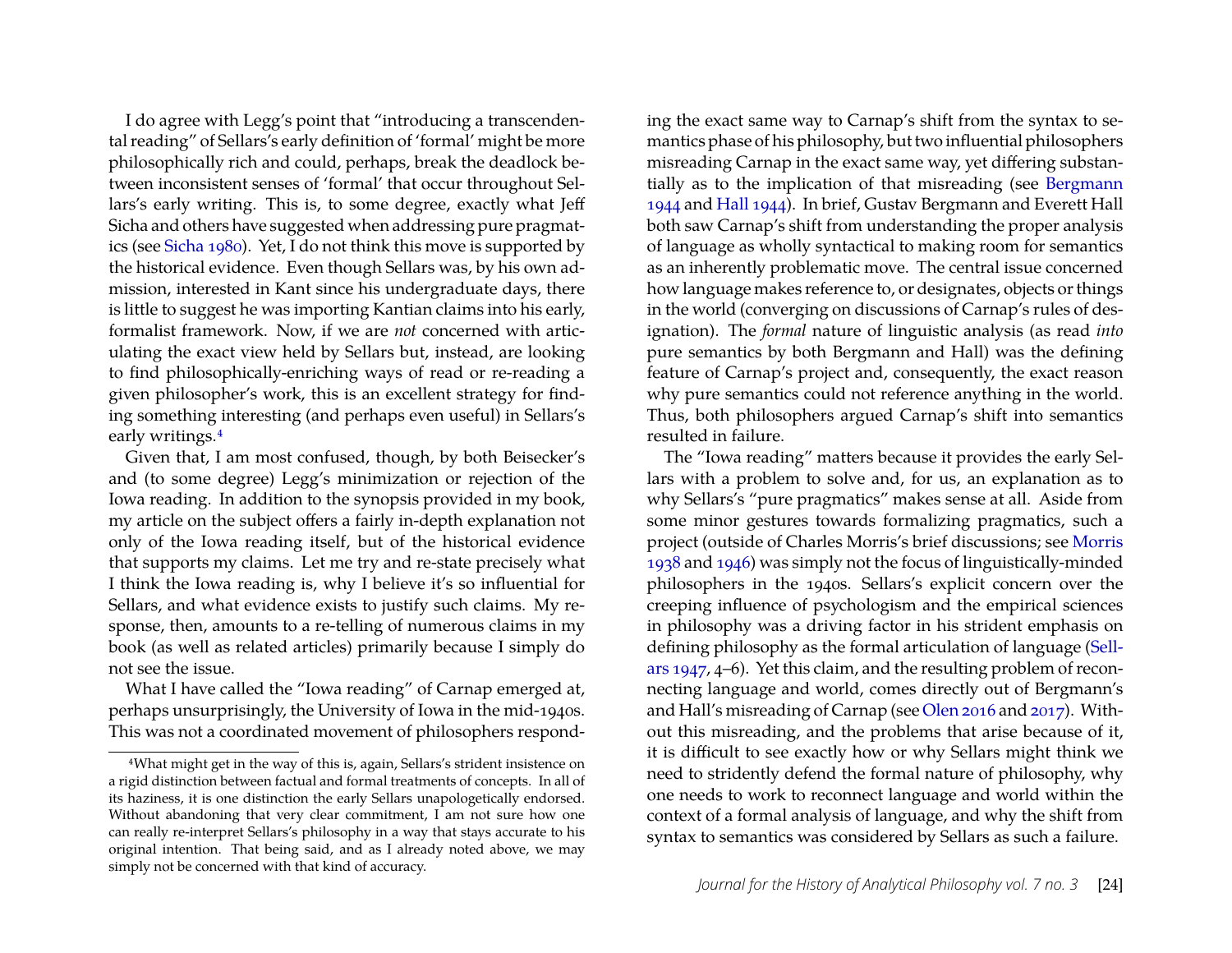I do agree with Legg's point that "introducing a transcendental reading" of Sellars's early definition of 'formal' might be more philosophically rich and could, perhaps, break the deadlock between inconsistent senses of 'formal' that occur throughout Sellars's early writing. This is, to some degree, exactly what Jeff Sicha and others have suggested when addressing pure pragmatics (see Sicha 1980). Yet, I do not think this move is supported by the historical evidence. Even though Sellars was, by his own admission, interested in Kant since his undergraduate days, there is little to suggest he was importing Kantian claims into his early, formalist framework. Now, if we are *not* concerned with articulating the exact view held by Sellars but, instead, are looking to find philosophically-enriching ways of read or re-reading a given philosopher's work, this is an excellent strategy for finding something interesting (and perhaps even useful) in Sellars's early writings.[4]

Given that, I am most confused, though, by both Beisecker's and (to some degree) Legg's minimization or rejection of the Iowa reading. In addition to the synopsis provided in my book, my article on the subject offers a fairly in-depth explanation not only of the Iowa reading itself, but of the historical evidence that supports my claims. Let me try and re-state precisely what I think the Iowa reading is, why I believe it's so influential for Sellars, and what evidence exists to justify such claims. My response, then, amounts to a re-telling of numerous claims in my book (as well as related articles) primarily because I simply do not see the issue.

What I have called the "Iowa reading" of Carnap emerged at, perhaps unsurprisingly, the University of Iowa in the mid-1940s. This was not a coordinated movement of philosophers responding the exact same way to Carnap's shift from the syntax to semantics phase of his philosophy, but two influential philosophers misreading Carnap in the exact same way, yet differing substantially as to the implication of that misreading (see Bergmann 1944 and Hall 1944). In brief, Gustav Bergmann and Everett Hall both saw Carnap's shift from understanding the proper analysis of language as wholly syntactical to making room for semantics as an inherently problematic move. The central issue concerned how language makes reference to, or designates, objects or things in the world (converging on discussions of Carnap's rules of designation). The *formal* nature of linguistic analysis (as read *into* pure semantics by both Bergmann and Hall) was the defining feature of Carnap's project and, consequently, the exact reason why pure semantics could not reference anything in the world. Thus, both philosophers argued Carnap's shift into semantics resulted in failure.

The "Iowa reading" matters because it provides the early Sellars with a problem to solve and, for us, an explanation as to why Sellars's "pure pragmatics" makes sense at all. Aside from some minor gestures towards formalizing pragmatics, such a project (outside of Charles Morris's brief discussions; see Morris 1938 and 1946) was simply not the focus of linguistically-minded philosophers in the 1940s. Sellars's explicit concern over the creeping influence of psychologism and the empirical sciences in philosophy was a driving factor in his strident emphasis on defining philosophy as the formal articulation of language (Sellars 1947, 4–6). Yet this claim, and the resulting problem of reconnecting language and world, comes directly out of Bergmann's and Hall's misreading of Carnap (see Olen 2016 and 2017). Without this misreading, and the problems that arise because of it, it is difficult to see exactly how or why Sellars might think we need to stridently defend the formal nature of philosophy, why one needs to work to reconnect language and world within the context of a formal analysis of language, and why the shift from syntax to semantics was considered by Sellars as such a failure.

---

[4] What might get in the way of this is, again, Sellars's strident insistence on a rigid distinction between factual and formal treatments of concepts. In all of its haziness, it is one distinction the early Sellars unapologetically endorsed. Without abandoning that very clear commitment, I am not sure how one can really re-interpret Sellars's philosophy in a way that stays accurate to his original intention. That being said, and as I already noted above, we may simply not be concerned with that kind of accuracy.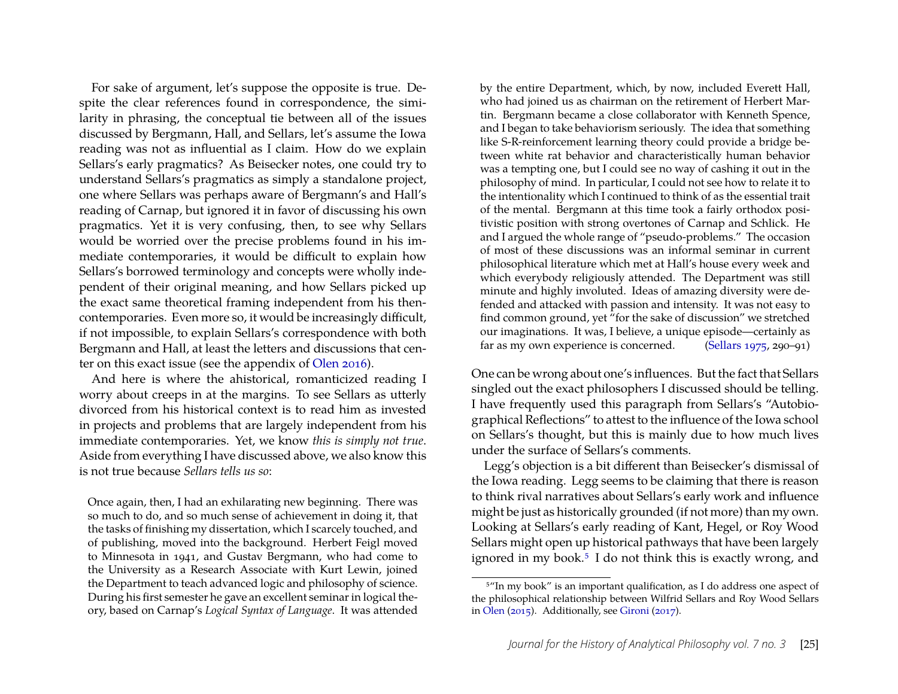For sake of argument, let's suppose the opposite is true. Despite the clear references found in correspondence, the similarity in phrasing, the conceptual tie between all of the issues discussed by Bergmann, Hall, and Sellars, let's assume the Iowa reading was not as influential as I claim. How do we explain Sellars's early pragmatics? As Beisecker notes, one could try to understand Sellars's pragmatics as simply a standalone project, one where Sellars was perhaps aware of Bergmann's and Hall's reading of Carnap, but ignored it in favor of discussing his own pragmatics. Yet it is very confusing, then, to see why Sellars would be worried over the precise problems found in his immediate contemporaries, it would be difficult to explain how Sellars's borrowed terminology and concepts were wholly independent of their original meaning, and how Sellars picked up the exact same theoretical framing independent from his then-contemporaries. Even more so, it would be increasingly difficult, if not impossible, to explain Sellars's correspondence with both Bergmann and Hall, at least the letters and discussions that center on this exact issue (see the appendix of Olen 2016).

And here is where the ahistorical, romanticized reading I worry about creeps in at the margins. To see Sellars as utterly divorced from his historical context is to read him as invested in projects and problems that are largely independent from his immediate contemporaries. Yet, we know *this is simply not true*. Aside from everything I have discussed above, we also know this is not true because *Sellars tells us so*:

> Once again, then, I had an exhilarating new beginning. There was so much to do, and so much sense of achievement in doing it, that the tasks of finishing my dissertation, which I scarcely touched, and of publishing, moved into the background. Herbert Feigl moved to Minnesota in 1941, and Gustav Bergmann, who had come to the University as a Research Associate with Kurt Lewin, joined the Department to teach advanced logic and philosophy of science. During his first semester he gave an excellent seminar in logical theory, based on Carnap's *Logical Syntax of Language*. It was attended by the entire Department, which, by now, included Everett Hall, who had joined us as chairman on the retirement of Herbert Martin. Bergmann became a close collaborator with Kenneth Spence, and I began to take behaviorism seriously. The idea that something like S-R-reinforcement learning theory could provide a bridge between white rat behavior and characteristically human behavior was a tempting one, but I could see no way of cashing it out in the philosophy of mind. In particular, I could not see how to relate it to the intentionality which I continued to think of as the essential trait of the mental. Bergmann at this time took a fairly orthodox positivistic position with strong overtones of Carnap and Schlick. He and I argued the whole range of "pseudo-problems." The occasion of most of these discussions was an informal seminar in current philosophical literature which met at Hall's house every week and which everybody religiously attended. The Department was still minute and highly involuted. Ideas of amazing diversity were defended and attacked with passion and intensity. It was not easy to find common ground, yet "for the sake of discussion" we stretched our imaginations. It was, I believe, a unique episode—certainly as far as my own experience is concerned. (Sellars 1975, 290–91)

One can be wrong about one's influences. But the fact that Sellars singled out the exact philosophers I discussed should be telling. I have frequently used this paragraph from Sellars's "Autobiographical Reflections" to attest to the influence of the Iowa school on Sellars's thought, but this is mainly due to how much lives under the surface of Sellars's comments.

Legg's objection is a bit different than Beisecker's dismissal of the Iowa reading. Legg seems to be claiming that there is reason to think rival narratives about Sellars's early work and influence might be just as historically grounded (if not more) than my own. Looking at Sellars's early reading of Kant, Hegel, or Roy Wood Sellars might open up historical pathways that have been largely ignored in my book.[5] I do not think this is exactly wrong, and

[5] "In my book" is an important qualification, as I do address one aspect of the philosophical relationship between Wilfrid Sellars and Roy Wood Sellars in Olen (2015). Additionally, see Gironi (2017).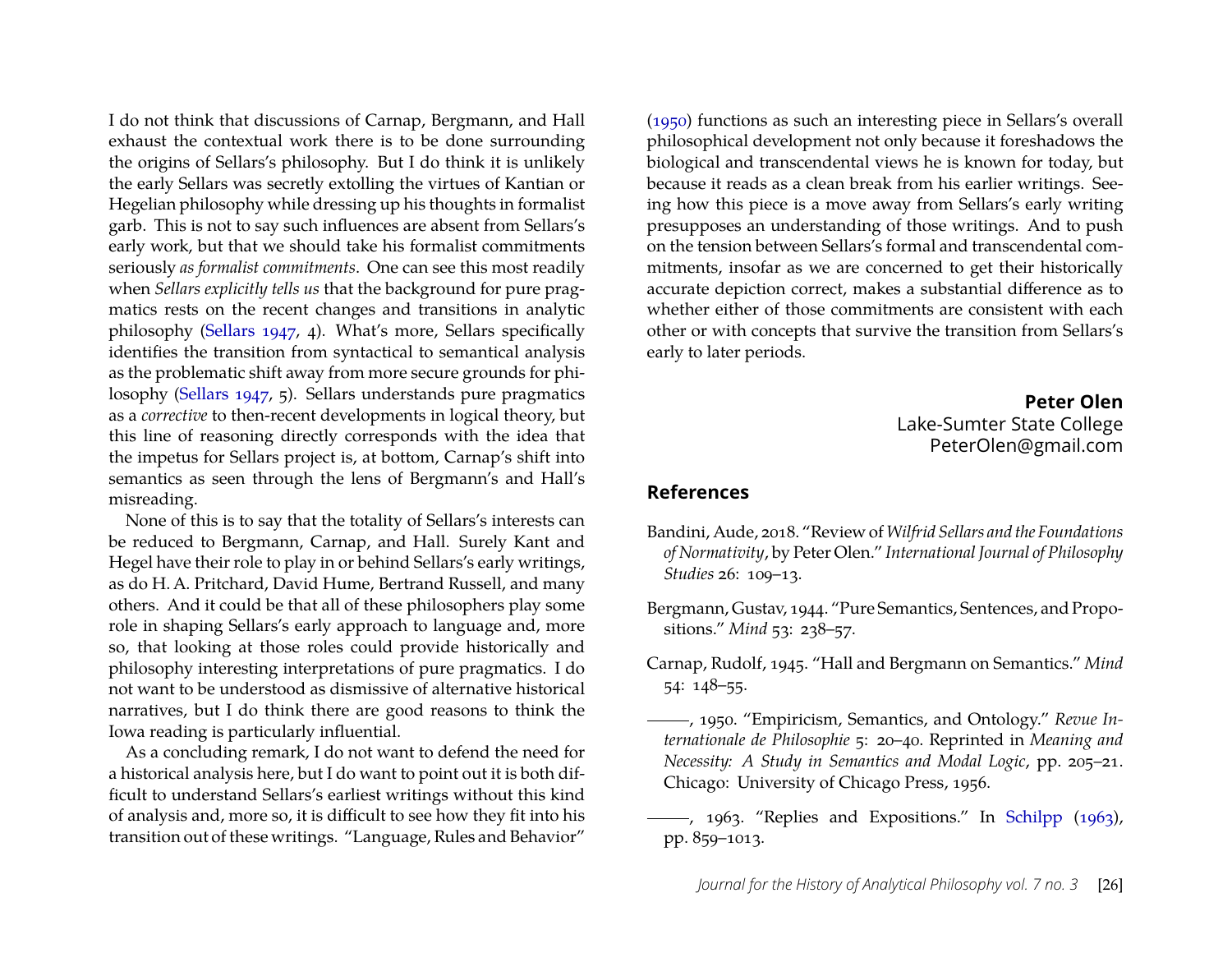I do not think that discussions of Carnap, Bergmann, and Hall exhaust the contextual work there is to be done surrounding the origins of Sellars's philosophy. But I do think it is unlikely the early Sellars was secretly extolling the virtues of Kantian or Hegelian philosophy while dressing up his thoughts in formalist garb. This is not to say such influences are absent from Sellars's early work, but that we should take his formalist commitments seriously *as formalist commitments*. One can see this most readily when *Sellars explicitly tells us* that the background for pure pragmatics rests on the recent changes and transitions in analytic philosophy (Sellars 1947, 4). What's more, Sellars specifically identifies the transition from syntactical to semantical analysis as the problematic shift away from more secure grounds for philosophy (Sellars 1947, 5). Sellars understands pure pragmatics as a *corrective* to then-recent developments in logical theory, but this line of reasoning directly corresponds with the idea that the impetus for Sellars project is, at bottom, Carnap's shift into semantics as seen through the lens of Bergmann's and Hall's misreading.

None of this is to say that the totality of Sellars's interests can be reduced to Bergmann, Carnap, and Hall. Surely Kant and Hegel have their role to play in or behind Sellars's early writings, as do H. A. Pritchard, David Hume, Bertrand Russell, and many others. And it could be that all of these philosophers play some role in shaping Sellars's early approach to language and, more so, that looking at those roles could provide historically and philosophy interesting interpretations of pure pragmatics. I do not want to be understood as dismissive of alternative historical narratives, but I do think there are good reasons to think the Iowa reading is particularly influential.

As a concluding remark, I do not want to defend the need for a historical analysis here, but I do want to point out it is both difficult to understand Sellars's earliest writings without this kind of analysis and, more so, it is difficult to see how they fit into his transition out of these writings. "Language, Rules and Behavior" (1950) functions as such an interesting piece in Sellars's overall philosophical development not only because it foreshadows the biological and transcendental views he is known for today, but because it reads as a clean break from his earlier writings. Seeing how this piece is a move away from Sellars's early writing presupposes an understanding of those writings. And to push on the tension between Sellars's formal and transcendental commitments, insofar as we are concerned to get their historically accurate depiction correct, makes a substantial difference as to whether either of those commitments are consistent with each other or with concepts that survive the transition from Sellars's early to later periods.

**Peter Olen**
Lake-Sumter State College
PeterOlen@gmail.com

## References

Bandini, Aude, 2018. "Review of *Wilfrid Sellars and the Foundations of Normativity*, by Peter Olen." *International Journal of Philosophy Studies* 26: 109–13.

Bergmann, Gustav, 1944. "Pure Semantics, Sentences, and Propositions." *Mind* 53: 238–57.

Carnap, Rudolf, 1945. "Hall and Bergmann on Semantics." *Mind* 54: 148–55.

———, 1950. "Empiricism, Semantics, and Ontology." *Revue Internationale de Philosophie* 5: 20–40. Reprinted in *Meaning and Necessity: A Study in Semantics and Modal Logic*, pp. 205–21. Chicago: University of Chicago Press, 1956.

———, 1963. "Replies and Expositions." In Schilpp (1963), pp. 859–1013.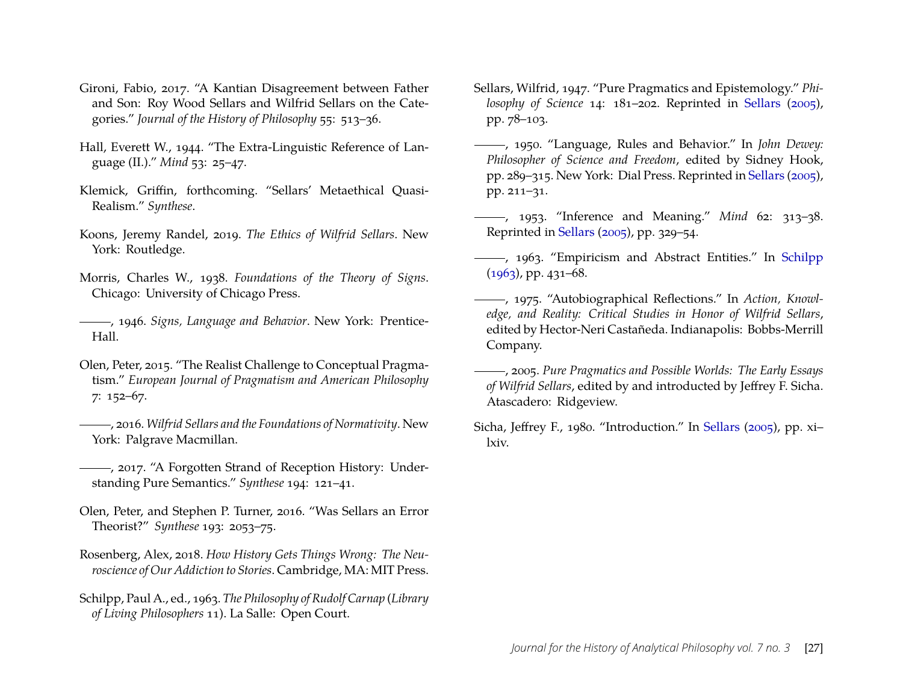Gironi, Fabio, 2017. "A Kantian Disagreement between Father and Son: Roy Wood Sellars and Wilfrid Sellars on the Categories." *Journal of the History of Philosophy* 55: 513–36.

Hall, Everett W., 1944. "The Extra-Linguistic Reference of Language (II.)." *Mind* 53: 25–47.

Klemick, Griffin, forthcoming. "Sellars' Metaethical Quasi-Realism." *Synthese*.

Koons, Jeremy Randel, 2019. *The Ethics of Wilfrid Sellars*. New York: Routledge.

Morris, Charles W., 1938. *Foundations of the Theory of Signs*. Chicago: University of Chicago Press.

———, 1946. *Signs, Language and Behavior*. New York: Prentice-Hall.

Olen, Peter, 2015. "The Realist Challenge to Conceptual Pragmatism." *European Journal of Pragmatism and American Philosophy* 7: 152–67.

———, 2016. *Wilfrid Sellars and the Foundations of Normativity*. New York: Palgrave Macmillan.

———, 2017. "A Forgotten Strand of Reception History: Understanding Pure Semantics." *Synthese* 194: 121–41.

Olen, Peter, and Stephen P. Turner, 2016. "Was Sellars an Error Theorist?" *Synthese* 193: 2053–75.

Rosenberg, Alex, 2018. *How History Gets Things Wrong: The Neuroscience of Our Addiction to Stories*. Cambridge, MA: MIT Press.

Schilpp, Paul A., ed., 1963. *The Philosophy of Rudolf Carnap* (*Library of Living Philosophers* 11). La Salle: Open Court.

Sellars, Wilfrid, 1947. "Pure Pragmatics and Epistemology." *Philosophy of Science* 14: 181–202. Reprinted in Sellars (2005), pp. 78–103.

———, 1950. "Language, Rules and Behavior." In *John Dewey: Philosopher of Science and Freedom*, edited by Sidney Hook, pp. 289–315. New York: Dial Press. Reprinted in Sellars (2005), pp. 211–31.

———, 1953. "Inference and Meaning." *Mind* 62: 313–38. Reprinted in Sellars (2005), pp. 329–54.

———, 1963. "Empiricism and Abstract Entities." In Schilpp (1963), pp. 431–68.

———, 1975. "Autobiographical Reflections." In *Action, Knowledge, and Reality: Critical Studies in Honor of Wilfrid Sellars*, edited by Hector-Neri Castañeda. Indianapolis: Bobbs-Merrill Company.

———, 2005. *Pure Pragmatics and Possible Worlds: The Early Essays of Wilfrid Sellars*, edited by and introducted by Jeffrey F. Sicha. Atascadero: Ridgeview.

Sicha, Jeffrey F., 1980. "Introduction." In Sellars (2005), pp. xi–lxiv.